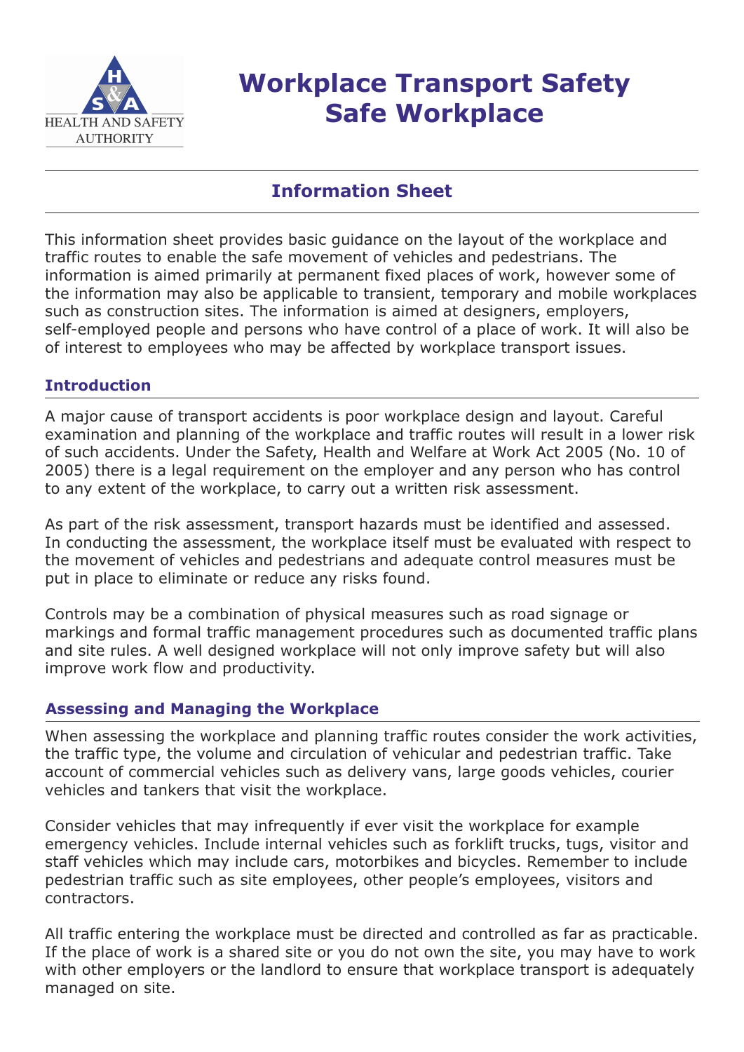# Workplace Transport Safety Safe Workplace

## Information Sheet

This information sheet provides basic guidance on the layout of the workplace and traffic routes to enable the safe movement of vehicles and pedestrians. The information is aimed primarily at permanent fixed places of work, however some of the information may also be applicable to transient, temporary and mobile workplaces such as construction sites. The information is aimed at designers, employers, self-employed people and persons who have control of a place of work. It will also be of interest to employees who may be affected by workplace transport issues.

### Introduction

A major cause of transport accidents is poor workplace design and layout. Careful examination and planning of the workplace and traffic routes will result in a lower risk of such accidents. Under the Safety, Health and Welfare at Work Act 2005 (No. 10 of 2005) there is a legal requirement on the employer and any person who has control to any extent of the workplace, to carry out a written risk assessment.

As part of the risk assessment, transport hazards must be identified and assessed. In conducting the assessment, the workplace itself must be evaluated with respect to the movement of vehicles and pedestrians and adequate control measures must be put in place to eliminate or reduce any risks found.

Controls may be a combination of physical measures such as road signage or markings and formal traffic management procedures such as documented traffic plans and site rules. A well designed workplace will not only improve safety but will also improve work flow and productivity.

### Assessing and Managing the Workplace

When assessing the workplace and planning traffic routes consider the work activities, the traffic type, the volume and circulation of vehicular and pedestrian traffic. Take account of commercial vehicles such as delivery vans, large goods vehicles, courier vehicles and tankers that visit the workplace.

Consider vehicles that may infrequently if ever visit the workplace for example emergency vehicles. Include internal vehicles such as forklift trucks, tugs, visitor and staff vehicles which may include cars, motorbikes and bicycles. Remember to include pedestrian traffic such as site employees, other people's employees, visitors and contractors.

All traffic entering the workplace must be directed and controlled as far as practicable. If the place of work is a shared site or you do not own the site, you may have to work with other employers or the landlord to ensure that workplace transport is adequately managed on site.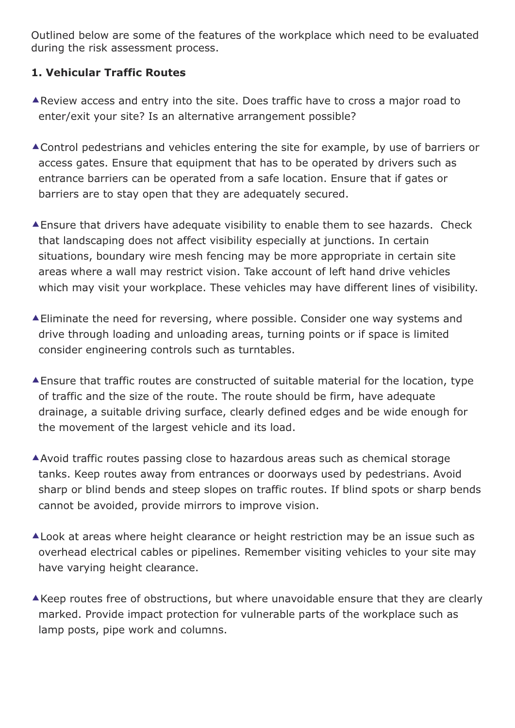Outlined below are some of the features of the workplace which need to be evaluated during the risk assessment process.

**1. Vehicular Traffic Routes**

- Review access and entry into the site. Does traffic have to cross a major road to enter/exit your site? Is an alternative arrangement possible?
- Control pedestrians and vehicles entering the site for example, by use of barriers or access gates. Ensure that equipment that has to be operated by drivers such as entrance barriers can be operated from a safe location. Ensure that if gates or barriers are to stay open that they are adequately secured.
- Ensure that drivers have adequate visibility to enable them to see hazards. Check that landscaping does not affect visibility especially at junctions. In certain situations, boundary wire mesh fencing may be more appropriate in certain site areas where a wall may restrict vision. Take account of left hand drive vehicles which may visit your workplace. These vehicles may have different lines of visibility.
- Eliminate the need for reversing, where possible. Consider one way systems and drive through loading and unloading areas, turning points or if space is limited consider engineering controls such as turntables.
- Ensure that traffic routes are constructed of suitable material for the location, type of traffic and the size of the route. The route should be firm, have adequate drainage, a suitable driving surface, clearly defined edges and be wide enough for the movement of the largest vehicle and its load.
- Avoid traffic routes passing close to hazardous areas such as chemical storage tanks. Keep routes away from entrances or doorways used by pedestrians. Avoid sharp or blind bends and steep slopes on traffic routes. If blind spots or sharp bends cannot be avoided, provide mirrors to improve vision.
- Look at areas where height clearance or height restriction may be an issue such as overhead electrical cables or pipelines. Remember visiting vehicles to your site may have varying height clearance.
- Keep routes free of obstructions, but where unavoidable ensure that they are clearly marked. Provide impact protection for vulnerable parts of the workplace such as lamp posts, pipe work and columns.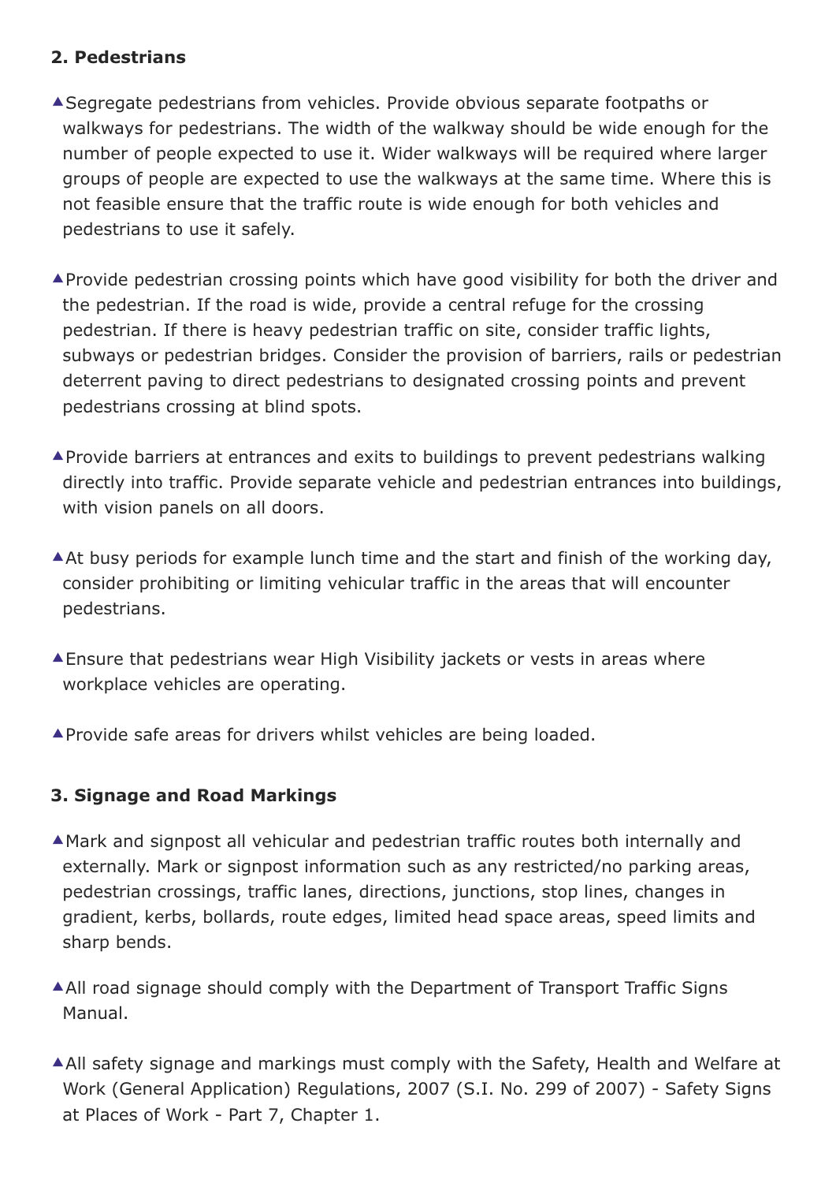## 2. Pedestrians

- Segregate pedestrians from vehicles. Provide obvious separate footpaths or walkways for pedestrians. The width of the walkway should be wide enough for the number of people expected to use it. Wider walkways will be required where larger groups of people are expected to use the walkways at the same time. Where this is not feasible ensure that the traffic route is wide enough for both vehicles and pedestrians to use it safely.

- Provide pedestrian crossing points which have good visibility for both the driver and the pedestrian. If the road is wide, provide a central refuge for the crossing pedestrian. If there is heavy pedestrian traffic on site, consider traffic lights, subways or pedestrian bridges. Consider the provision of barriers, rails or pedestrian deterrent paving to direct pedestrians to designated crossing points and prevent pedestrians crossing at blind spots.

- Provide barriers at entrances and exits to buildings to prevent pedestrians walking directly into traffic. Provide separate vehicle and pedestrian entrances into buildings, with vision panels on all doors.

- At busy periods for example lunch time and the start and finish of the working day, consider prohibiting or limiting vehicular traffic in the areas that will encounter pedestrians.

- Ensure that pedestrians wear High Visibility jackets or vests in areas where workplace vehicles are operating.

- Provide safe areas for drivers whilst vehicles are being loaded.

## 3. Signage and Road Markings

- Mark and signpost all vehicular and pedestrian traffic routes both internally and externally. Mark or signpost information such as any restricted/no parking areas, pedestrian crossings, traffic lanes, directions, junctions, stop lines, changes in gradient, kerbs, bollards, route edges, limited head space areas, speed limits and sharp bends.

- All road signage should comply with the Department of Transport Traffic Signs Manual.

- All safety signage and markings must comply with the Safety, Health and Welfare at Work (General Application) Regulations, 2007 (S.I. No. 299 of 2007) - Safety Signs at Places of Work - Part 7, Chapter 1.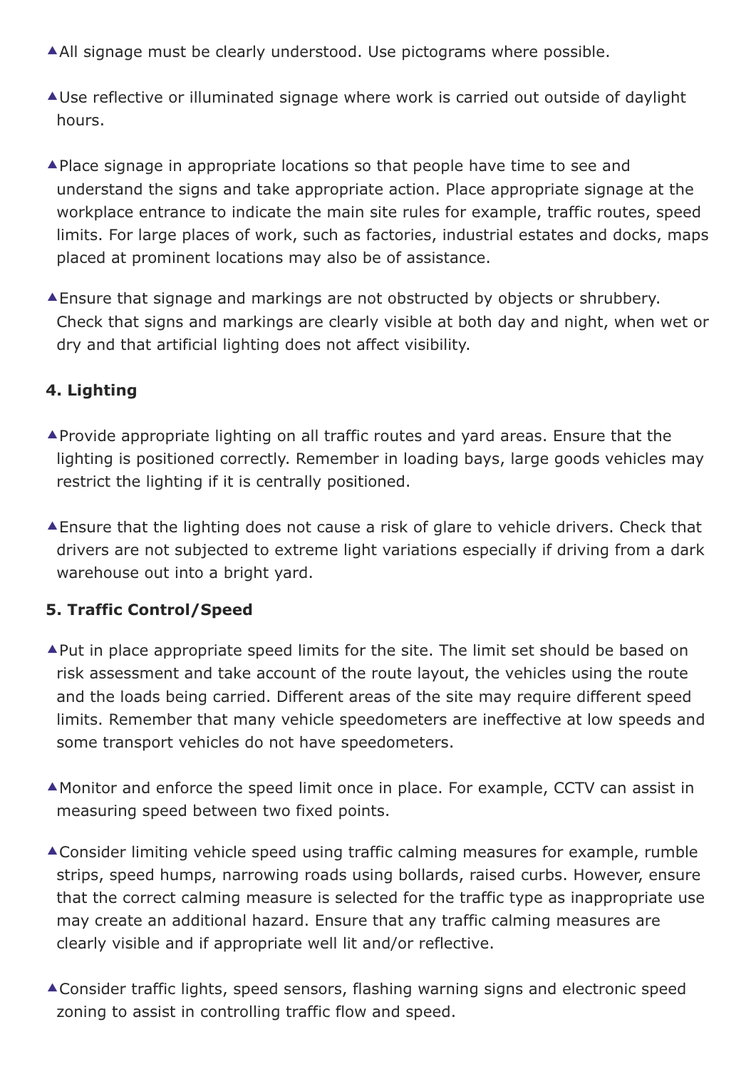- All signage must be clearly understood. Use pictograms where possible.
- Use reflective or illuminated signage where work is carried out outside of daylight hours.
- Place signage in appropriate locations so that people have time to see and understand the signs and take appropriate action. Place appropriate signage at the workplace entrance to indicate the main site rules for example, traffic routes, speed limits. For large places of work, such as factories, industrial estates and docks, maps placed at prominent locations may also be of assistance.
- Ensure that signage and markings are not obstructed by objects or shrubbery. Check that signs and markings are clearly visible at both day and night, when wet or dry and that artificial lighting does not affect visibility.

### 4. Lighting

- Provide appropriate lighting on all traffic routes and yard areas. Ensure that the lighting is positioned correctly. Remember in loading bays, large goods vehicles may restrict the lighting if it is centrally positioned.
- Ensure that the lighting does not cause a risk of glare to vehicle drivers. Check that drivers are not subjected to extreme light variations especially if driving from a dark warehouse out into a bright yard.

### 5. Traffic Control/Speed

- Put in place appropriate speed limits for the site. The limit set should be based on risk assessment and take account of the route layout, the vehicles using the route and the loads being carried. Different areas of the site may require different speed limits. Remember that many vehicle speedometers are ineffective at low speeds and some transport vehicles do not have speedometers.
- Monitor and enforce the speed limit once in place. For example, CCTV can assist in measuring speed between two fixed points.
- Consider limiting vehicle speed using traffic calming measures for example, rumble strips, speed humps, narrowing roads using bollards, raised curbs. However, ensure that the correct calming measure is selected for the traffic type as inappropriate use may create an additional hazard. Ensure that any traffic calming measures are clearly visible and if appropriate well lit and/or reflective.
- Consider traffic lights, speed sensors, flashing warning signs and electronic speed zoning to assist in controlling traffic flow and speed.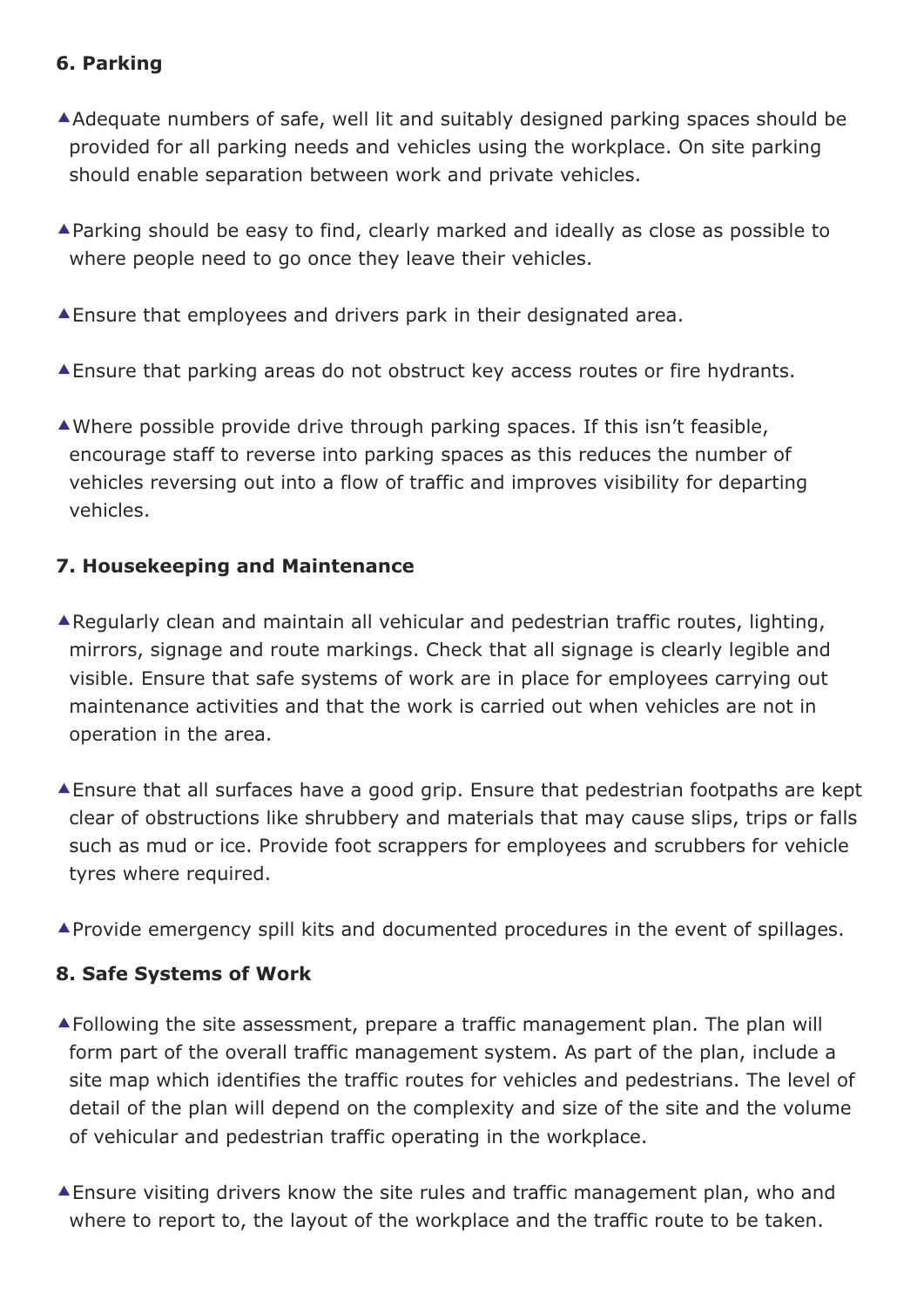#### 6. Parking

- Adequate numbers of safe, well lit and suitably designed parking spaces should be provided for all parking needs and vehicles using the workplace. On site parking should enable separation between work and private vehicles.
- Parking should be easy to find, clearly marked and ideally as close as possible to where people need to go once they leave their vehicles.
- Ensure that employees and drivers park in their designated area.
- Ensure that parking areas do not obstruct key access routes or fire hydrants.
- Where possible provide drive through parking spaces. If this isn't feasible, encourage staff to reverse into parking spaces as this reduces the number of vehicles reversing out into a flow of traffic and improves visibility for departing vehicles.

#### 7. Housekeeping and Maintenance

- Regularly clean and maintain all vehicular and pedestrian traffic routes, lighting, mirrors, signage and route markings. Check that all signage is clearly legible and visible. Ensure that safe systems of work are in place for employees carrying out maintenance activities and that the work is carried out when vehicles are not in operation in the area.
- Ensure that all surfaces have a good grip. Ensure that pedestrian footpaths are kept clear of obstructions like shrubbery and materials that may cause slips, trips or falls such as mud or ice. Provide foot scrappers for employees and scrubbers for vehicle tyres where required.
- Provide emergency spill kits and documented procedures in the event of spillages.

#### 8. Safe Systems of Work

- Following the site assessment, prepare a traffic management plan. The plan will form part of the overall traffic management system. As part of the plan, include a site map which identifies the traffic routes for vehicles and pedestrians. The level of detail of the plan will depend on the complexity and size of the site and the volume of vehicular and pedestrian traffic operating in the workplace.
- Ensure visiting drivers know the site rules and traffic management plan, who and where to report to, the layout of the workplace and the traffic route to be taken.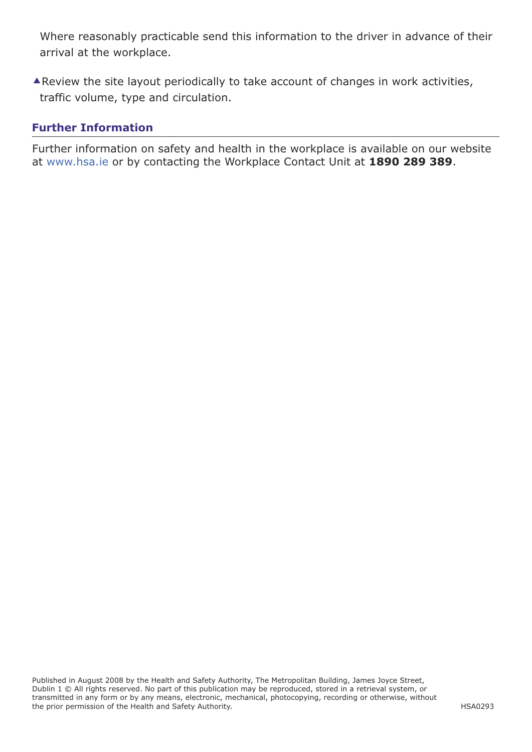Where reasonably practicable send this information to the driver in advance of their arrival at the workplace.

- Review the site layout periodically to take account of changes in work activities, traffic volume, type and circulation.

## Further Information

Further information on safety and health in the workplace is available on our website at www.hsa.ie or by contacting the Workplace Contact Unit at **1890 289 389**.

Published in August 2008 by the Health and Safety Authority, The Metropolitan Building, James Joyce Street, Dublin 1 © All rights reserved. No part of this publication may be reproduced, stored in a retrieval system, or transmitted in any form or by any means, electronic, mechanical, photocopying, recording or otherwise, without the prior permission of the Health and Safety Authority.

HSA0293